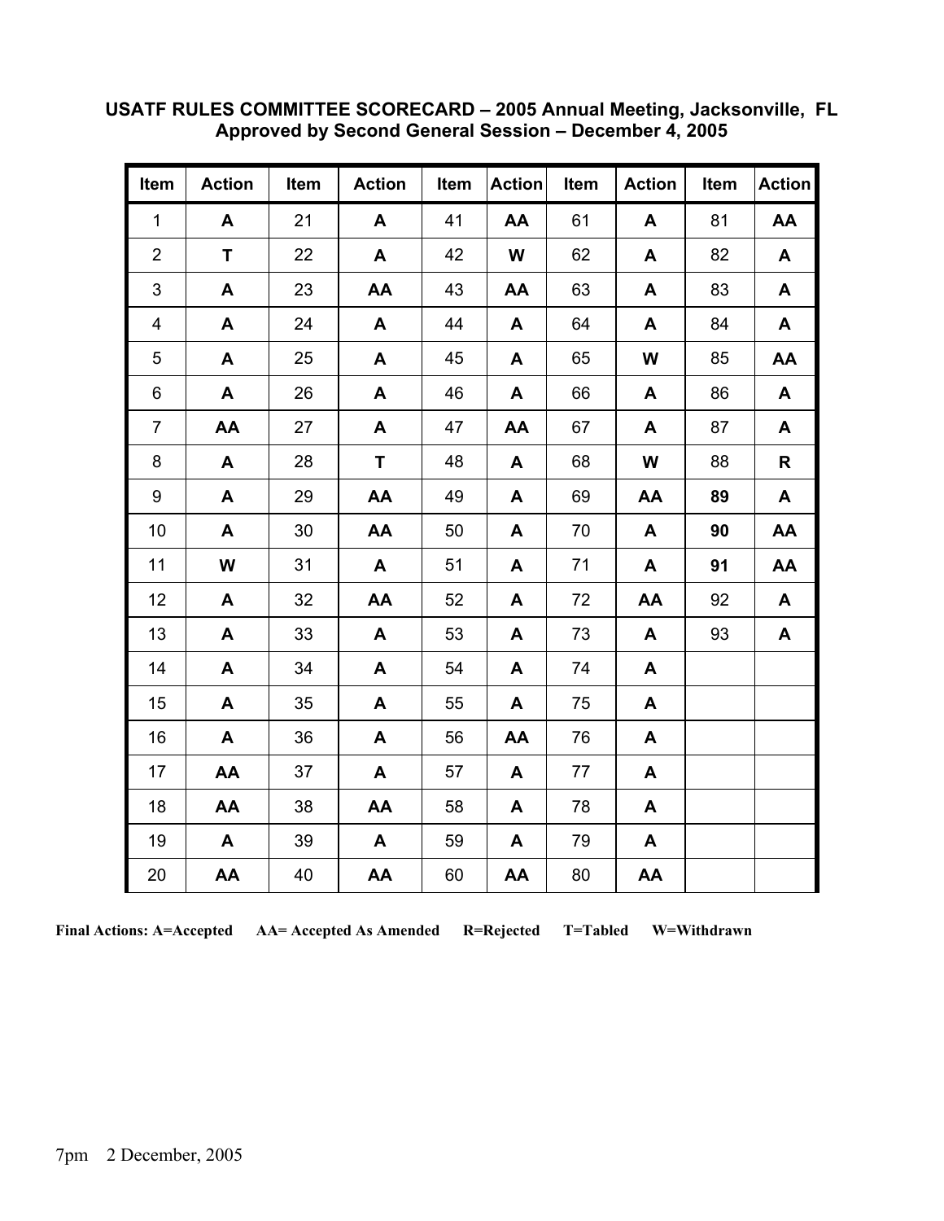**USATF RULES COMMITTEE SCORECARD – 2005 Annual Meeting, Jacksonville, FL**
**Approved by Second General Session – December 4, 2005**

| Item | Action | Item | Action | Item | Action | Item | Action | Item | Action |
|---|---|---|---|---|---|---|---|---|---|
| 1 | A | 21 | A | 41 | AA | 61 | A | 81 | AA |
| 2 | T | 22 | A | 42 | W | 62 | A | 82 | A |
| 3 | A | 23 | AA | 43 | AA | 63 | A | 83 | A |
| 4 | A | 24 | A | 44 | A | 64 | A | 84 | A |
| 5 | A | 25 | A | 45 | A | 65 | W | 85 | AA |
| 6 | A | 26 | A | 46 | A | 66 | A | 86 | A |
| 7 | AA | 27 | A | 47 | AA | 67 | A | 87 | A |
| 8 | A | 28 | T | 48 | A | 68 | W | 88 | R |
| 9 | A | 29 | AA | 49 | A | 69 | AA | **89** | A |
| 10 | A | 30 | AA | 50 | A | 70 | A | **90** | AA |
| 11 | W | 31 | A | 51 | A | 71 | A | **91** | AA |
| 12 | A | 32 | AA | 52 | A | 72 | AA | 92 | A |
| 13 | A | 33 | A | 53 | A | 73 | A | 93 | A |
| 14 | A | 34 | A | 54 | A | 74 | A | | |
| 15 | A | 35 | A | 55 | A | 75 | A | | |
| 16 | A | 36 | A | 56 | AA | 76 | A | | |
| 17 | AA | 37 | A | 57 | A | 77 | A | | |
| 18 | AA | 38 | AA | 58 | A | 78 | A | | |
| 19 | A | 39 | A | 59 | A | 79 | A | | |
| 20 | AA | 40 | AA | 60 | AA | 80 | AA | | |

**Final Actions: A=Accepted AA= Accepted As Amended R=Rejected T=Tabled W=Withdrawn**

7pm 2 December, 2005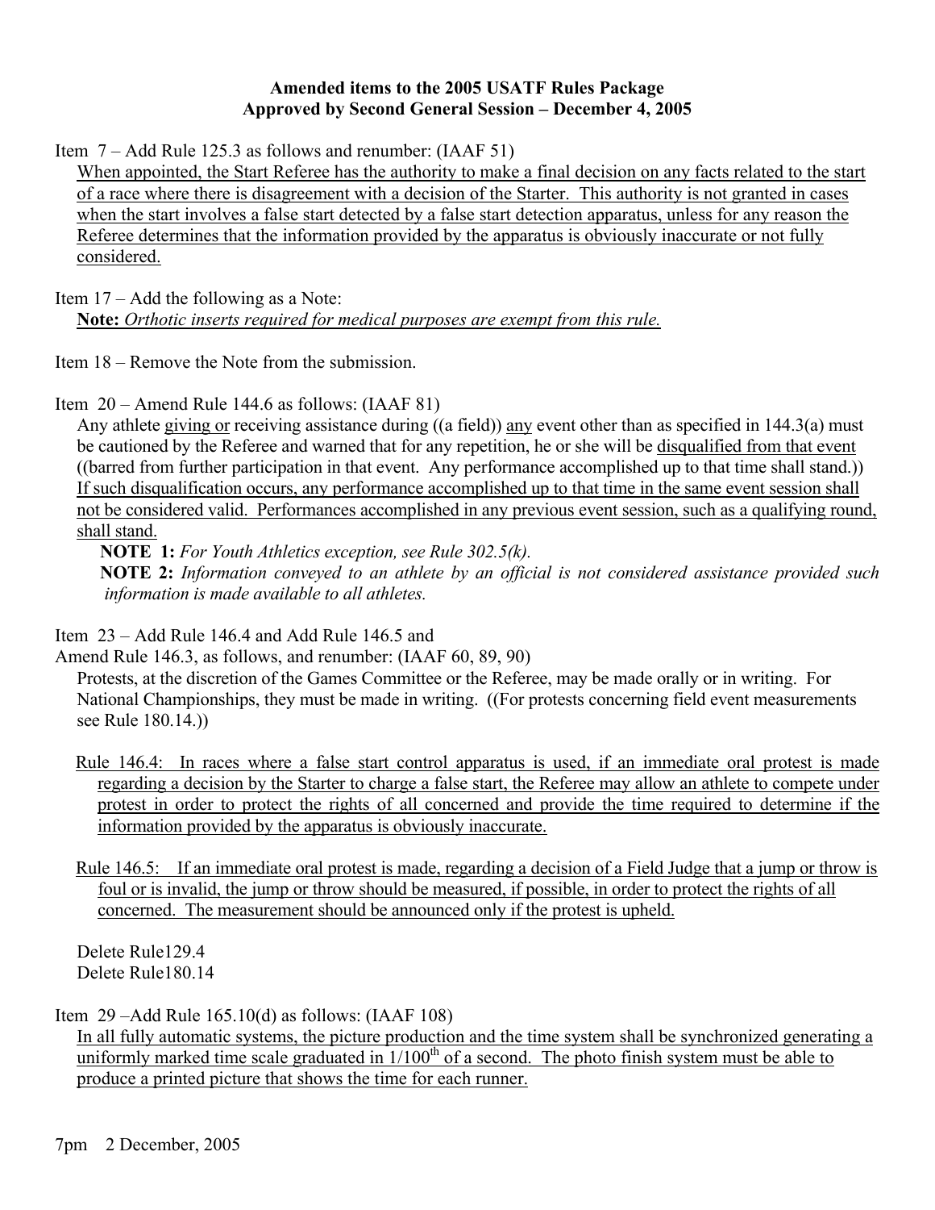**Amended items to the 2005 USATF Rules Package**
**Approved by Second General Session – December 4, 2005**

Item 7 – Add Rule 125.3 as follows and renumber: (IAAF 51)

<u>When appointed, the Start Referee has the authority to make a final decision on any facts related to the start of a race where there is disagreement with a decision of the Starter. This authority is not granted in cases when the start involves a false start detected by a false start detection apparatus, unless for any reason the Referee determines that the information provided by the apparatus is obviously inaccurate or not fully considered.</u>

Item 17 – Add the following as a Note:

<u>**Note:** *Orthotic inserts required for medical purposes are exempt from this rule.*</u>

Item 18 – Remove the Note from the submission.

Item 20 – Amend Rule 144.6 as follows: (IAAF 81)

Any athlete <u>giving or</u> receiving assistance during ((a field)) <u>any</u> event other than as specified in 144.3(a) must be cautioned by the Referee and warned that for any repetition, he or she will be <u>disqualified from that event</u> ((barred from further participation in that event. Any performance accomplished up to that time shall stand.)) <u>If such disqualification occurs, any performance accomplished up to that time in the same event session shall not be considered valid. Performances accomplished in any previous event session, such as a qualifying round, shall stand.</u>

**NOTE 1:** *For Youth Athletics exception, see Rule 302.5(k).*

**NOTE 2:** *Information conveyed to an athlete by an official is not considered assistance provided such information is made available to all athletes.*

Item 23 – Add Rule 146.4 and Add Rule 146.5 and
Amend Rule 146.3, as follows, and renumber: (IAAF 60, 89, 90)

Protests, at the discretion of the Games Committee or the Referee, may be made orally or in writing. For National Championships, they must be made in writing. ((For protests concerning field event measurements see Rule 180.14.))

<u>Rule 146.4: In races where a false start control apparatus is used, if an immediate oral protest is made regarding a decision by the Starter to charge a false start, the Referee may allow an athlete to compete under protest in order to protect the rights of all concerned and provide the time required to determine if the information provided by the apparatus is obviously inaccurate.</u>

<u>Rule 146.5: If an immediate oral protest is made, regarding a decision of a Field Judge that a jump or throw is foul or is invalid, the jump or throw should be measured, if possible, in order to protect the rights of all concerned. The measurement should be announced only if the protest is upheld.</u>

Delete Rule129.4
Delete Rule180.14

Item 29 –Add Rule 165.10(d) as follows: (IAAF 108)

<u>In all fully automatic systems, the picture production and the time system shall be synchronized generating a uniformly marked time scale graduated in 1/100th of a second. The photo finish system must be able to produce a printed picture that shows the time for each runner.</u>

7pm 2 December, 2005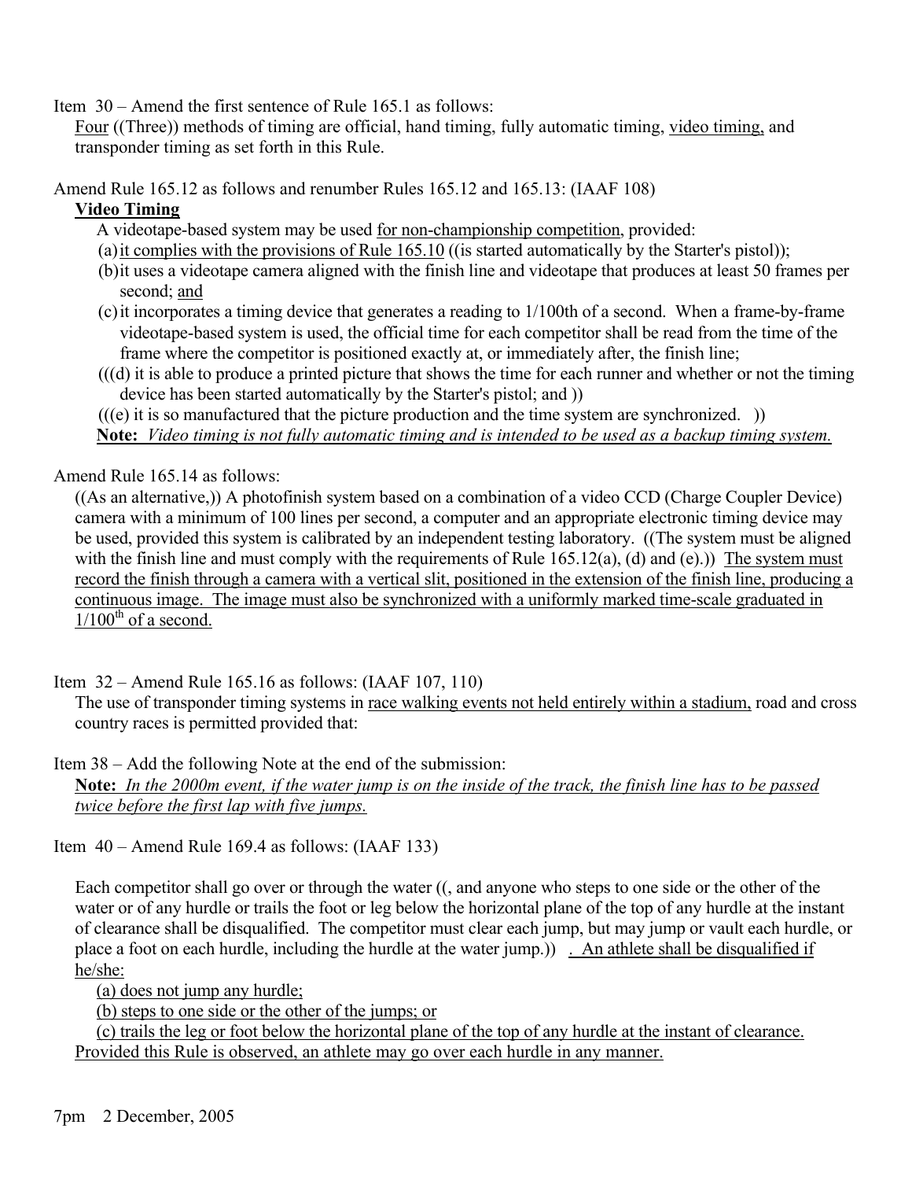Item 30 – Amend the first sentence of Rule 165.1 as follows:

Four ((Three)) methods of timing are official, hand timing, fully automatic timing, video timing, and transponder timing as set forth in this Rule.

Amend Rule 165.12 as follows and renumber Rules 165.12 and 165.13: (IAAF 108)

**Video Timing**

A videotape-based system may be used for non-championship competition, provided:

(a) it complies with the provisions of Rule 165.10 ((is started automatically by the Starter's pistol));

(b) it uses a videotape camera aligned with the finish line and videotape that produces at least 50 frames per second; and

(c) it incorporates a timing device that generates a reading to 1/100th of a second. When a frame-by-frame videotape-based system is used, the official time for each competitor shall be read from the time of the frame where the competitor is positioned exactly at, or immediately after, the finish line;

(((d) it is able to produce a printed picture that shows the time for each runner and whether or not the timing device has been started automatically by the Starter's pistol; and ))

(((e) it is so manufactured that the picture production and the time system are synchronized. ))

**Note:** *Video timing is not fully automatic timing and is intended to be used as a backup timing system.*

Amend Rule 165.14 as follows:

((As an alternative,)) A photofinish system based on a combination of a video CCD (Charge Coupler Device) camera with a minimum of 100 lines per second, a computer and an appropriate electronic timing device may be used, provided this system is calibrated by an independent testing laboratory. ((The system must be aligned with the finish line and must comply with the requirements of Rule 165.12(a), (d) and (e).)) The system must record the finish through a camera with a vertical slit, positioned in the extension of the finish line, producing a continuous image. The image must also be synchronized with a uniformly marked time-scale graduated in $1/100^{th}$ of a second.

Item 32 – Amend Rule 165.16 as follows: (IAAF 107, 110)

The use of transponder timing systems in race walking events not held entirely within a stadium, road and cross country races is permitted provided that:

Item 38 – Add the following Note at the end of the submission:

**Note:** *In the 2000m event, if the water jump is on the inside of the track, the finish line has to be passed twice before the first lap with five jumps.*

Item 40 – Amend Rule 169.4 as follows: (IAAF 133)

Each competitor shall go over or through the water ((, and anyone who steps to one side or the other of the water or of any hurdle or trails the foot or leg below the horizontal plane of the top of any hurdle at the instant of clearance shall be disqualified. The competitor must clear each jump, but may jump or vault each hurdle, or place a foot on each hurdle, including the hurdle at the water jump.)) . An athlete shall be disqualified if he/she:

(a) does not jump any hurdle;

(b) steps to one side or the other of the jumps; or

(c) trails the leg or foot below the horizontal plane of the top of any hurdle at the instant of clearance.

Provided this Rule is observed, an athlete may go over each hurdle in any manner.

7pm 2 December, 2005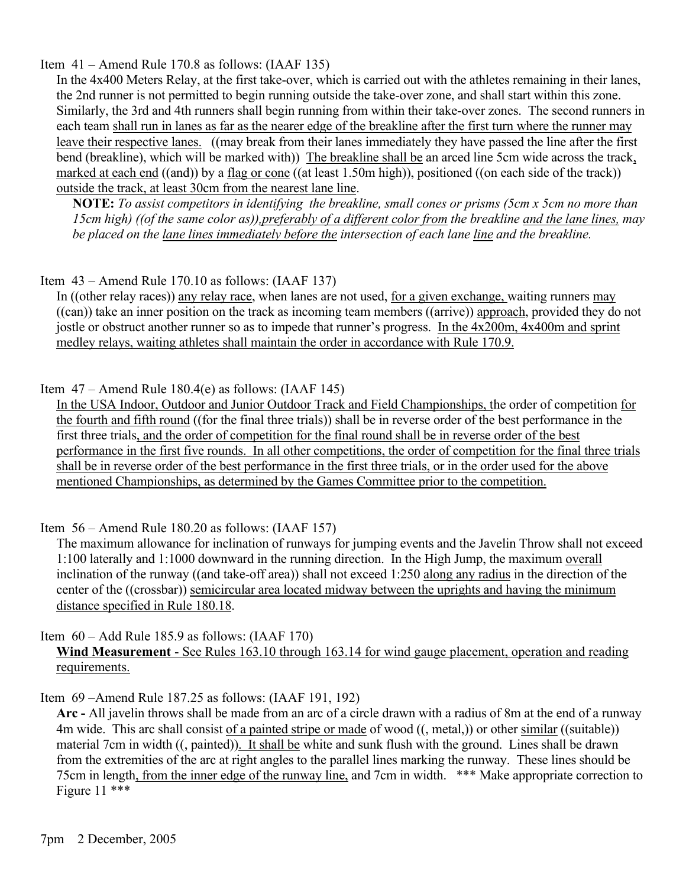Item 41 – Amend Rule 170.8 as follows: (IAAF 135)

In the 4x400 Meters Relay, at the first take-over, which is carried out with the athletes remaining in their lanes, the 2nd runner is not permitted to begin running outside the take-over zone, and shall start within this zone. Similarly, the 3rd and 4th runners shall begin running from within their take-over zones. The second runners in each team <u>shall run in lanes as far as the nearer edge of the breakline after the first turn where the runner may leave their respective lanes.</u> ((may break from their lanes immediately they have passed the line after the first bend (breakline), which will be marked with)) <u>The breakline shall be</u> an arced line 5cm wide across the track<u>, marked at each end</u> ((and)) by a <u>flag or cone</u> ((at least 1.50m high)), positioned ((on each side of the track)) <u>outside the track, at least 30cm from the nearest lane line</u>.

> **NOTE:** *To assist competitors in identifying the breakline, small cones or prisms (5cm x 5cm no more than 15cm high) ((of the same color as))<u>,preferably of a different color from</u> the breakline <u>and the lane lines,</u> may be placed on the <u>lane lines immediately before the</u> intersection of each lane <u>line</u> and the breakline.*

Item 43 – Amend Rule 170.10 as follows: (IAAF 137)

In ((other relay races)) <u>any relay race</u>, when lanes are not used, <u>for a given exchange,</u> waiting runners <u>may</u> ((can)) take an inner position on the track as incoming team members ((arrive)) <u>approach</u>, provided they do not jostle or obstruct another runner so as to impede that runner's progress. <u>In the 4x200m, 4x400m and sprint medley relays, waiting athletes shall maintain the order in accordance with Rule 170.9.</u>

Item 47 – Amend Rule 180.4(e) as follows: (IAAF 145)

<u>In the USA Indoor, Outdoor and Junior Outdoor Track and Field Championships, t</u>he order of competition <u>for the fourth and fifth round</u> ((for the final three trials)) shall be in reverse order of the best performance in the first three trials<u>, and the order of competition for the final round shall be in reverse order of the best performance in the first five rounds. In all other competitions, the order of competition for the final three trials shall be in reverse order of the best performance in the first three trials, or in the order used for the above mentioned Championships, as determined by the Games Committee prior to the competition.</u>

Item 56 – Amend Rule 180.20 as follows: (IAAF 157)

The maximum allowance for inclination of runways for jumping events and the Javelin Throw shall not exceed 1:100 laterally and 1:1000 downward in the running direction. In the High Jump, the maximum <u>overall</u> inclination of the runway ((and take-off area)) shall not exceed 1:250 <u>along any radius</u> in the direction of the center of the ((crossbar)) <u>semicircular area located midway between the uprights and having the minimum distance specified in Rule 180.18</u>.

Item 60 – Add Rule 185.9 as follows: (IAAF 170)

<u>**Wind Measurement** - See Rules 163.10 through 163.14 for wind gauge placement, operation and reading requirements.</u>

Item 69 –Amend Rule 187.25 as follows: (IAAF 191, 192)

**Arc -** All javelin throws shall be made from an arc of a circle drawn with a radius of 8m at the end of a runway 4m wide. This arc shall consist <u>of a painted stripe or made</u> of wood ((, metal,)) or other <u>similar</u> ((suitable)) material 7cm in width ((, painted))<u>. It shall be</u> white and sunk flush with the ground. Lines shall be drawn from the extremities of the arc at right angles to the parallel lines marking the runway. These lines should be 75cm in length<u>, from the inner edge of the runway line,</u> and 7cm in width. *** Make appropriate correction to Figure 11 ***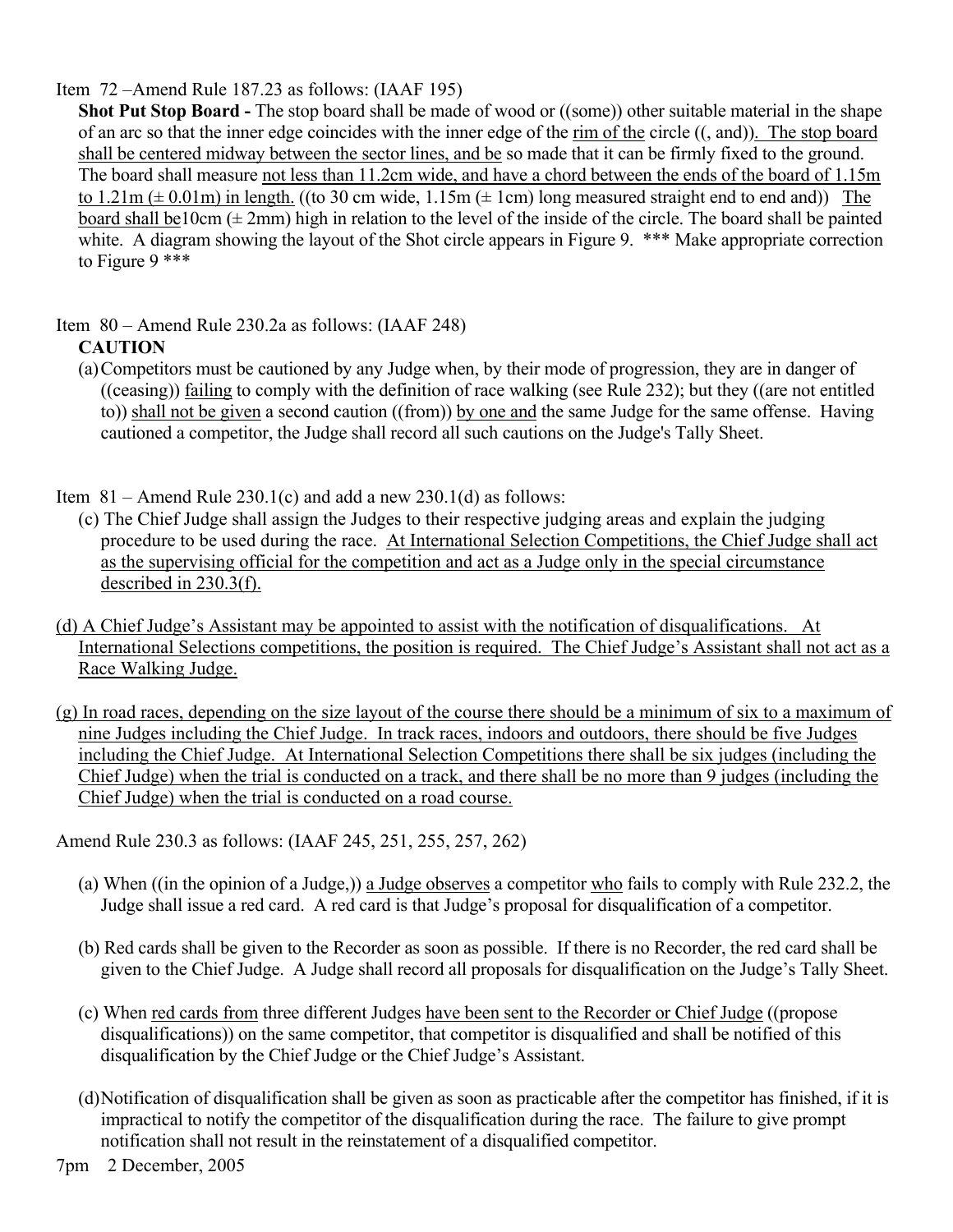Item 72 –Amend Rule 187.23 as follows: (IAAF 195)

**Shot Put Stop Board -** The stop board shall be made of wood or ((some)) other suitable material in the shape of an arc so that the inner edge coincides with the inner edge of the <u>rim of the</u> circle ((, and))<u>. The stop board shall be centered midway between the sector lines, and be</u> so made that it can be firmly fixed to the ground. The board shall measure <u>not less than 11.2cm wide, and have a chord between the ends of the board of 1.15m to 1.21m (± 0.01m) in length.</u> ((to 30 cm wide, 1.15m (± 1cm) long measured straight end to end and)) <u>The board shall be</u>10cm (± 2mm) high in relation to the level of the inside of the circle. The board shall be painted white. A diagram showing the layout of the Shot circle appears in Figure 9. *** Make appropriate correction to Figure 9 ***

Item 80 – Amend Rule 230.2a as follows: (IAAF 248)

**CAUTION**

(a) Competitors must be cautioned by any Judge when, by their mode of progression, they are in danger of ((ceasing)) <u>failing</u> to comply with the definition of race walking (see Rule 232); but they ((are not entitled to)) <u>shall not be given</u> a second caution ((from)) <u>by one and</u> the same Judge for the same offense. Having cautioned a competitor, the Judge shall record all such cautions on the Judge's Tally Sheet.

Item 81 – Amend Rule 230.1(c) and add a new 230.1(d) as follows:

(c) The Chief Judge shall assign the Judges to their respective judging areas and explain the judging procedure to be used during the race. <u>At International Selection Competitions, the Chief Judge shall act as the supervising official for the competition and act as a Judge only in the special circumstance described in 230.3(f).</u>

<u>(d) A Chief Judge's Assistant may be appointed to assist with the notification of disqualifications. At International Selections competitions, the position is required. The Chief Judge's Assistant shall not act as a Race Walking Judge.</u>

<u>(g) In road races, depending on the size layout of the course there should be a minimum of six to a maximum of nine Judges including the Chief Judge. In track races, indoors and outdoors, there should be five Judges including the Chief Judge. At International Selection Competitions there shall be six judges (including the Chief Judge) when the trial is conducted on a track, and there shall be no more than 9 judges (including the Chief Judge) when the trial is conducted on a road course.</u>

Amend Rule 230.3 as follows: (IAAF 245, 251, 255, 257, 262)

(a) When ((in the opinion of a Judge,)) <u>a Judge observes</u> a competitor <u>who</u> fails to comply with Rule 232.2, the Judge shall issue a red card. A red card is that Judge's proposal for disqualification of a competitor.

(b) Red cards shall be given to the Recorder as soon as possible. If there is no Recorder, the red card shall be given to the Chief Judge. A Judge shall record all proposals for disqualification on the Judge's Tally Sheet.

(c) When <u>red cards from</u> three different Judges <u>have been sent to the Recorder or Chief Judge</u> ((propose disqualifications)) on the same competitor, that competitor is disqualified and shall be notified of this disqualification by the Chief Judge or the Chief Judge's Assistant.

(d) Notification of disqualification shall be given as soon as practicable after the competitor has finished, if it is impractical to notify the competitor of the disqualification during the race. The failure to give prompt notification shall not result in the reinstatement of a disqualified competitor.

7pm 2 December, 2005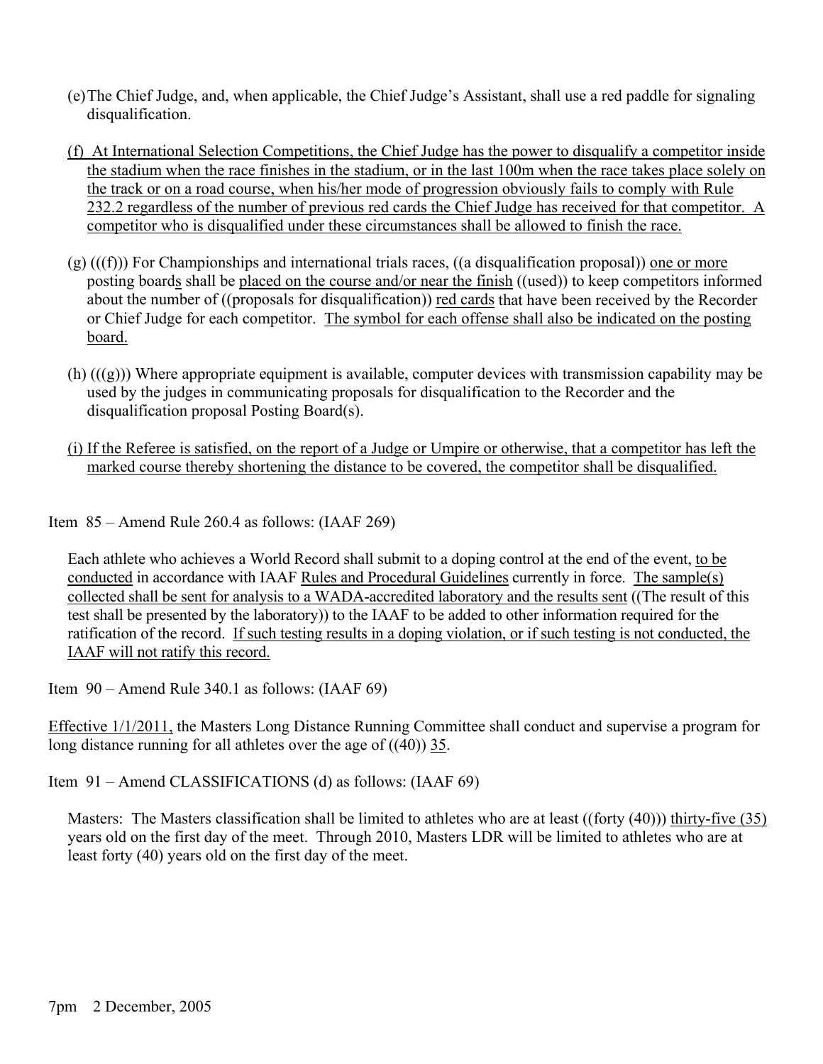(e) The Chief Judge, and, when applicable, the Chief Judge's Assistant, shall use a red paddle for signaling disqualification.

(f) At International Selection Competitions, the Chief Judge has the power to disqualify a competitor inside the stadium when the race finishes in the stadium, or in the last 100m when the race takes place solely on the track or on a road course, when his/her mode of progression obviously fails to comply with Rule 232.2 regardless of the number of previous red cards the Chief Judge has received for that competitor. A competitor who is disqualified under these circumstances shall be allowed to finish the race.

(g) (((f))) For Championships and international trials races, ((a disqualification proposal)) one or more posting boards shall be placed on the course and/or near the finish ((used)) to keep competitors informed about the number of ((proposals for disqualification)) red cards that have been received by the Recorder or Chief Judge for each competitor. The symbol for each offense shall also be indicated on the posting board.

(h) (((g))) Where appropriate equipment is available, computer devices with transmission capability may be used by the judges in communicating proposals for disqualification to the Recorder and the disqualification proposal Posting Board(s).

(i) If the Referee is satisfied, on the report of a Judge or Umpire or otherwise, that a competitor has left the marked course thereby shortening the distance to be covered, the competitor shall be disqualified.

Item 85 – Amend Rule 260.4 as follows: (IAAF 269)

Each athlete who achieves a World Record shall submit to a doping control at the end of the event, to be conducted in accordance with IAAF Rules and Procedural Guidelines currently in force. The sample(s) collected shall be sent for analysis to a WADA-accredited laboratory and the results sent ((The result of this test shall be presented by the laboratory)) to the IAAF to be added to other information required for the ratification of the record. If such testing results in a doping violation, or if such testing is not conducted, the IAAF will not ratify this record.

Item 90 – Amend Rule 340.1 as follows: (IAAF 69)

Effective 1/1/2011, the Masters Long Distance Running Committee shall conduct and supervise a program for long distance running for all athletes over the age of ((40)) 35.

Item 91 – Amend CLASSIFICATIONS (d) as follows: (IAAF 69)

Masters: The Masters classification shall be limited to athletes who are at least ((forty (40))) thirty-five (35) years old on the first day of the meet. Through 2010, Masters LDR will be limited to athletes who are at least forty (40) years old on the first day of the meet.

7pm 2 December, 2005